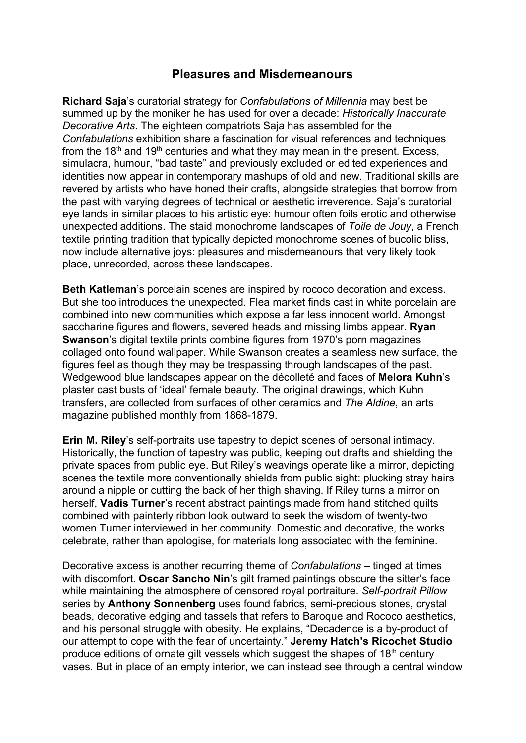# Pleasures and Misdemeanours

**Richard Saja**'s curatorial strategy for *Confabulations of Millennia* may best be summed up by the moniker he has used for over a decade: *Historically Inaccurate Decorative Arts*. The eighteen compatriots Saja has assembled for the *Confabulations* exhibition share a fascination for visual references and techniques from the 18th and 19th centuries and what they may mean in the present. Excess, simulacra, humour, "bad taste" and previously excluded or edited experiences and identities now appear in contemporary mashups of old and new. Traditional skills are revered by artists who have honed their crafts, alongside strategies that borrow from the past with varying degrees of technical or aesthetic irreverence. Saja's curatorial eye lands in similar places to his artistic eye: humour often foils erotic and otherwise unexpected additions. The staid monochrome landscapes of *Toile de Jouy*, a French textile printing tradition that typically depicted monochrome scenes of bucolic bliss, now include alternative joys: pleasures and misdemeanours that very likely took place, unrecorded, across these landscapes.

**Beth Katleman**'s porcelain scenes are inspired by rococo decoration and excess. But she too introduces the unexpected. Flea market finds cast in white porcelain are combined into new communities which expose a far less innocent world. Amongst saccharine figures and flowers, severed heads and missing limbs appear. **Ryan Swanson**'s digital textile prints combine figures from 1970's porn magazines collaged onto found wallpaper. While Swanson creates a seamless new surface, the figures feel as though they may be trespassing through landscapes of the past. Wedgewood blue landscapes appear on the décolleté and faces of **Melora Kuhn**'s plaster cast busts of 'ideal' female beauty. The original drawings, which Kuhn transfers, are collected from surfaces of other ceramics and *The Aldine*, an arts magazine published monthly from 1868-1879.

**Erin M. Riley**'s self-portraits use tapestry to depict scenes of personal intimacy. Historically, the function of tapestry was public, keeping out drafts and shielding the private spaces from public eye. But Riley's weavings operate like a mirror, depicting scenes the textile more conventionally shields from public sight: plucking stray hairs around a nipple or cutting the back of her thigh shaving. If Riley turns a mirror on herself, **Vadis Turner**'s recent abstract paintings made from hand stitched quilts combined with painterly ribbon look outward to seek the wisdom of twenty-two women Turner interviewed in her community. Domestic and decorative, the works celebrate, rather than apologise, for materials long associated with the feminine.

Decorative excess is another recurring theme of *Confabulations* – tinged at times with discomfort. **Oscar Sancho Nin**'s gilt framed paintings obscure the sitter's face while maintaining the atmosphere of censored royal portraiture. *Self-portrait Pillow* series by **Anthony Sonnenberg** uses found fabrics, semi-precious stones, crystal beads, decorative edging and tassels that refers to Baroque and Rococo aesthetics, and his personal struggle with obesity. He explains, "Decadence is a by-product of our attempt to cope with the fear of uncertainty." **Jeremy Hatch's Ricochet Studio** produce editions of ornate gilt vessels which suggest the shapes of 18th century vases. But in place of an empty interior, we can instead see through a central window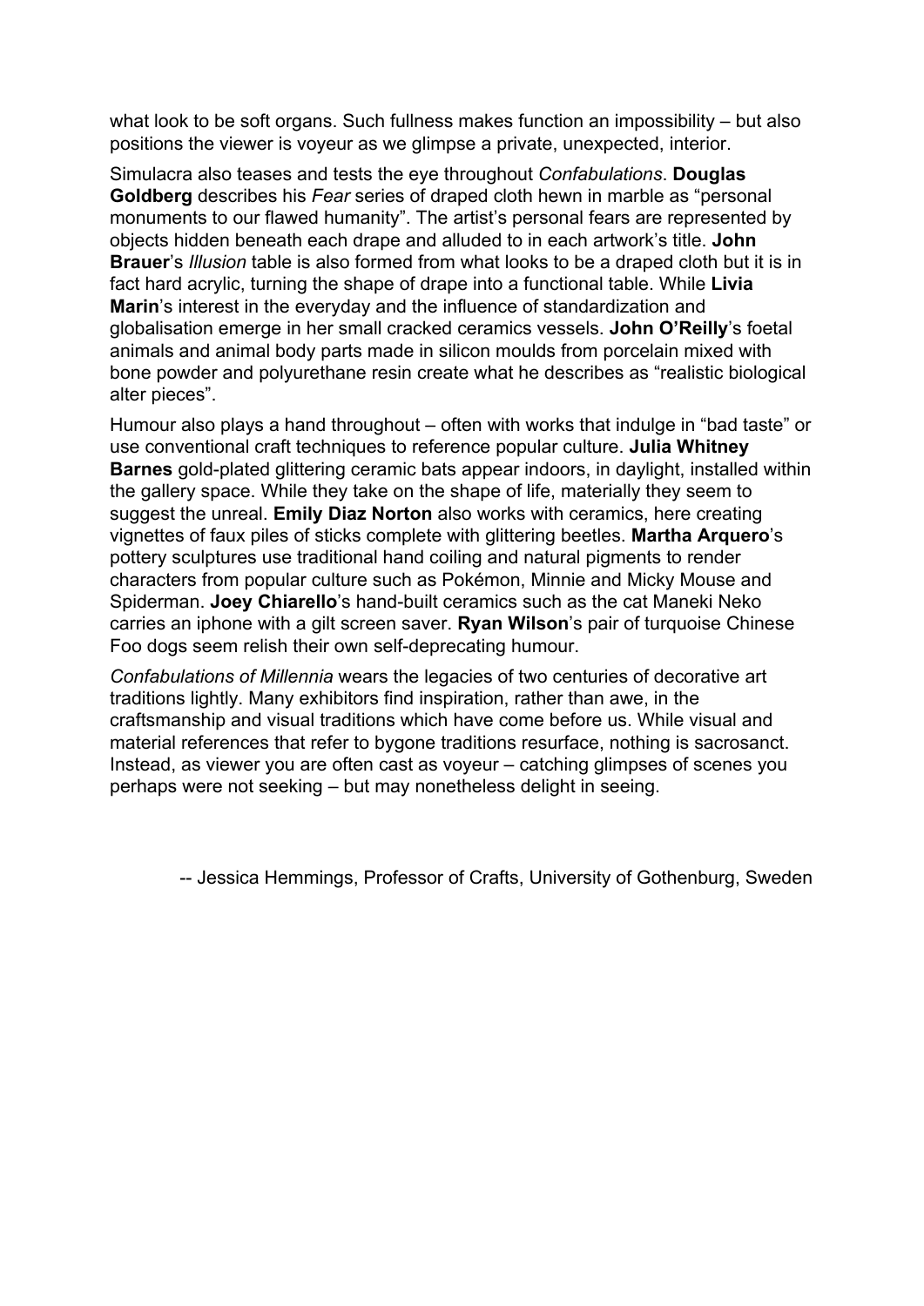what look to be soft organs. Such fullness makes function an impossibility – but also positions the viewer is voyeur as we glimpse a private, unexpected, interior.

Simulacra also teases and tests the eye throughout *Confabulations*. **Douglas Goldberg** describes his *Fear* series of draped cloth hewn in marble as "personal monuments to our flawed humanity". The artist's personal fears are represented by objects hidden beneath each drape and alluded to in each artwork's title. **John Brauer**'s *Illusion* table is also formed from what looks to be a draped cloth but it is in fact hard acrylic, turning the shape of drape into a functional table. While **Livia Marin**'s interest in the everyday and the influence of standardization and globalisation emerge in her small cracked ceramics vessels. **John O'Reilly**'s foetal animals and animal body parts made in silicon moulds from porcelain mixed with bone powder and polyurethane resin create what he describes as "realistic biological alter pieces".

Humour also plays a hand throughout – often with works that indulge in "bad taste" or use conventional craft techniques to reference popular culture. **Julia Whitney Barnes** gold-plated glittering ceramic bats appear indoors, in daylight, installed within the gallery space. While they take on the shape of life, materially they seem to suggest the unreal. **Emily Diaz Norton** also works with ceramics, here creating vignettes of faux piles of sticks complete with glittering beetles. **Martha Arquero**'s pottery sculptures use traditional hand coiling and natural pigments to render characters from popular culture such as Pokémon, Minnie and Micky Mouse and Spiderman. **Joey Chiarello**'s hand-built ceramics such as the cat Maneki Neko carries an iphone with a gilt screen saver. **Ryan Wilson**'s pair of turquoise Chinese Foo dogs seem relish their own self-deprecating humour.

*Confabulations of Millennia* wears the legacies of two centuries of decorative art traditions lightly. Many exhibitors find inspiration, rather than awe, in the craftsmanship and visual traditions which have come before us. While visual and material references that refer to bygone traditions resurface, nothing is sacrosanct. Instead, as viewer you are often cast as voyeur – catching glimpses of scenes you perhaps were not seeking – but may nonetheless delight in seeing.

-- Jessica Hemmings, Professor of Crafts, University of Gothenburg, Sweden